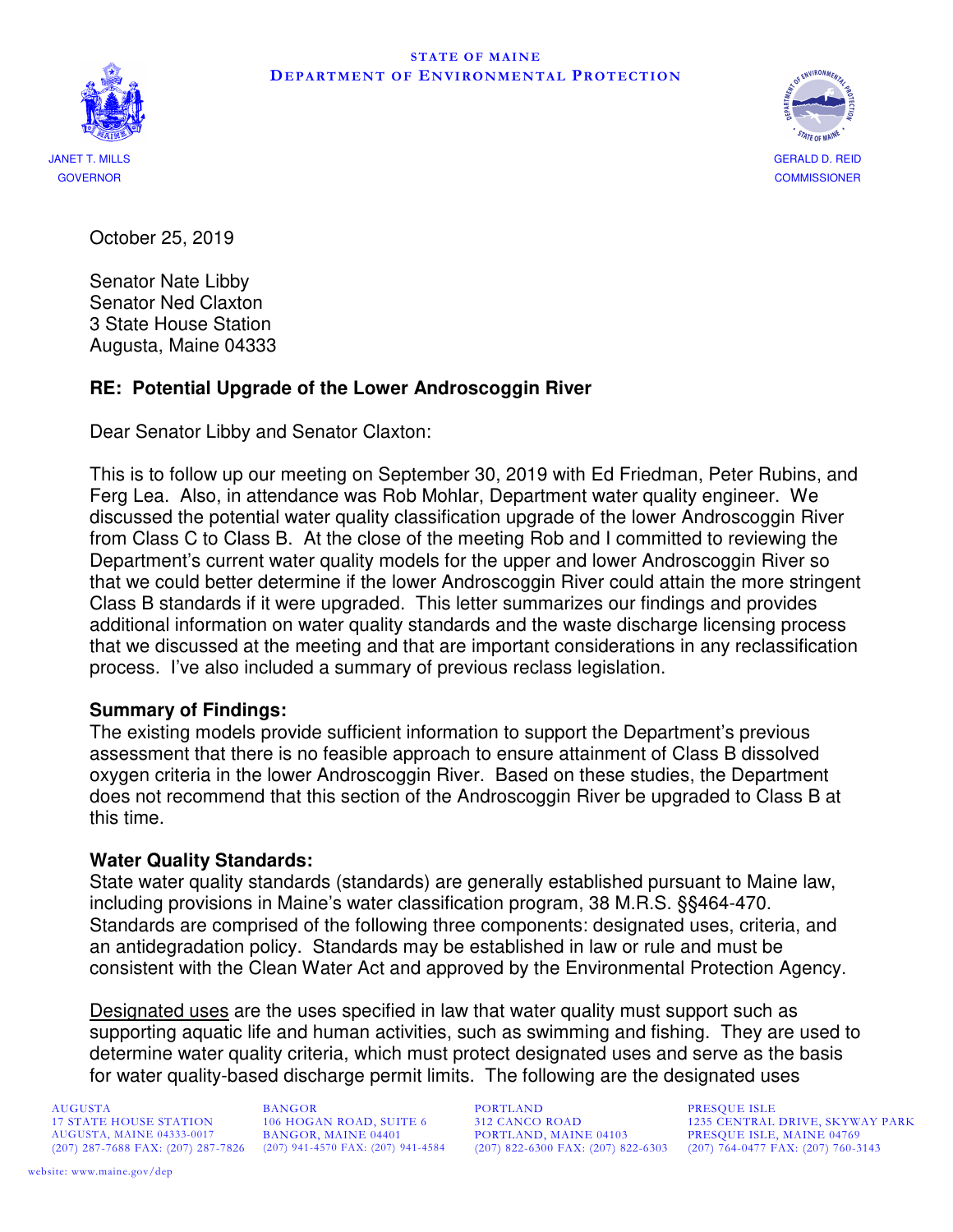STATE OF MAINE
DEPARTMENT OF ENVIRONMENTAL PROTECTION

JANET T. MILLS
GOVERNOR

GERALD D. REID
COMMISSIONER

October 25, 2019

Senator Nate Libby
Senator Ned Claxton
3 State House Station
Augusta, Maine 04333

**RE: Potential Upgrade of the Lower Androscoggin River**

Dear Senator Libby and Senator Claxton:

This is to follow up our meeting on September 30, 2019 with Ed Friedman, Peter Rubins, and Ferg Lea. Also, in attendance was Rob Mohlar, Department water quality engineer. We discussed the potential water quality classification upgrade of the lower Androscoggin River from Class C to Class B. At the close of the meeting Rob and I committed to reviewing the Department's current water quality models for the upper and lower Androscoggin River so that we could better determine if the lower Androscoggin River could attain the more stringent Class B standards if it were upgraded. This letter summarizes our findings and provides additional information on water quality standards and the waste discharge licensing process that we discussed at the meeting and that are important considerations in any reclassification process. I've also included a summary of previous reclass legislation.

**Summary of Findings:**
The existing models provide sufficient information to support the Department's previous assessment that there is no feasible approach to ensure attainment of Class B dissolved oxygen criteria in the lower Androscoggin River. Based on these studies, the Department does not recommend that this section of the Androscoggin River be upgraded to Class B at this time.

**Water Quality Standards:**
State water quality standards (standards) are generally established pursuant to Maine law, including provisions in Maine's water classification program, 38 M.R.S. §§464-470. Standards are comprised of the following three components: designated uses, criteria, and an antidegradation policy. Standards may be established in law or rule and must be consistent with the Clean Water Act and approved by the Environmental Protection Agency.

Designated uses are the uses specified in law that water quality must support such as supporting aquatic life and human activities, such as swimming and fishing. They are used to determine water quality criteria, which must protect designated uses and serve as the basis for water quality-based discharge permit limits. The following are the designated uses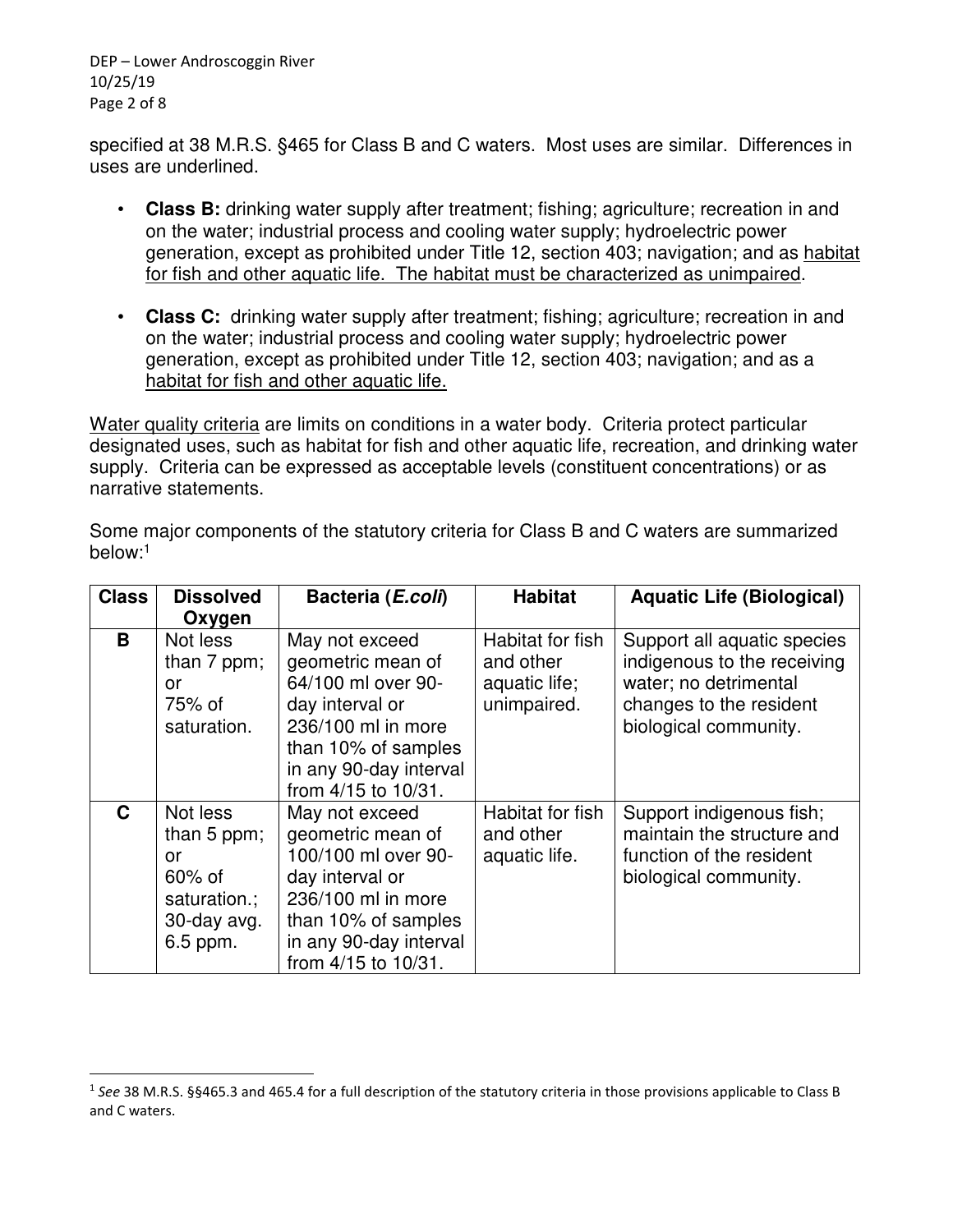specified at 38 M.R.S. §465 for Class B and C waters. Most uses are similar. Differences in uses are underlined.

- **Class B:** drinking water supply after treatment; fishing; agriculture; recreation in and on the water; industrial process and cooling water supply; hydroelectric power generation, except as prohibited under Title 12, section 403; navigation; and as <u>habitat for fish and other aquatic life. The habitat must be characterized as unimpaired</u>.
- **Class C:** drinking water supply after treatment; fishing; agriculture; recreation in and on the water; industrial process and cooling water supply; hydroelectric power generation, except as prohibited under Title 12, section 403; navigation; and as a <u>habitat for fish and other aquatic life.</u>

<u>Water quality criteria</u> are limits on conditions in a water body. Criteria protect particular designated uses, such as habitat for fish and other aquatic life, recreation, and drinking water supply. Criteria can be expressed as acceptable levels (constituent concentrations) or as narrative statements.

Some major components of the statutory criteria for Class B and C waters are summarized below:[1]

| Class | Dissolved Oxygen | Bacteria (*E.coli*) | Habitat | Aquatic Life (Biological) |
|---|---|---|---|---|
| **B** | Not less than 7 ppm; or 75% of saturation. | May not exceed geometric mean of 64/100 ml over 90-day interval or 236/100 ml in more than 10% of samples in any 90-day interval from 4/15 to 10/31. | Habitat for fish and other aquatic life; unimpaired. | Support all aquatic species indigenous to the receiving water; no detrimental changes to the resident biological community. |
| **C** | Not less than 5 ppm; or 60% of saturation.; 30-day avg. 6.5 ppm. | May not exceed geometric mean of 100/100 ml over 90-day interval or 236/100 ml in more than 10% of samples in any 90-day interval from 4/15 to 10/31. | Habitat for fish and other aquatic life. | Support indigenous fish; maintain the structure and function of the resident biological community. |

[1] *See* 38 M.R.S. §§465.3 and 465.4 for a full description of the statutory criteria in those provisions applicable to Class B and C waters.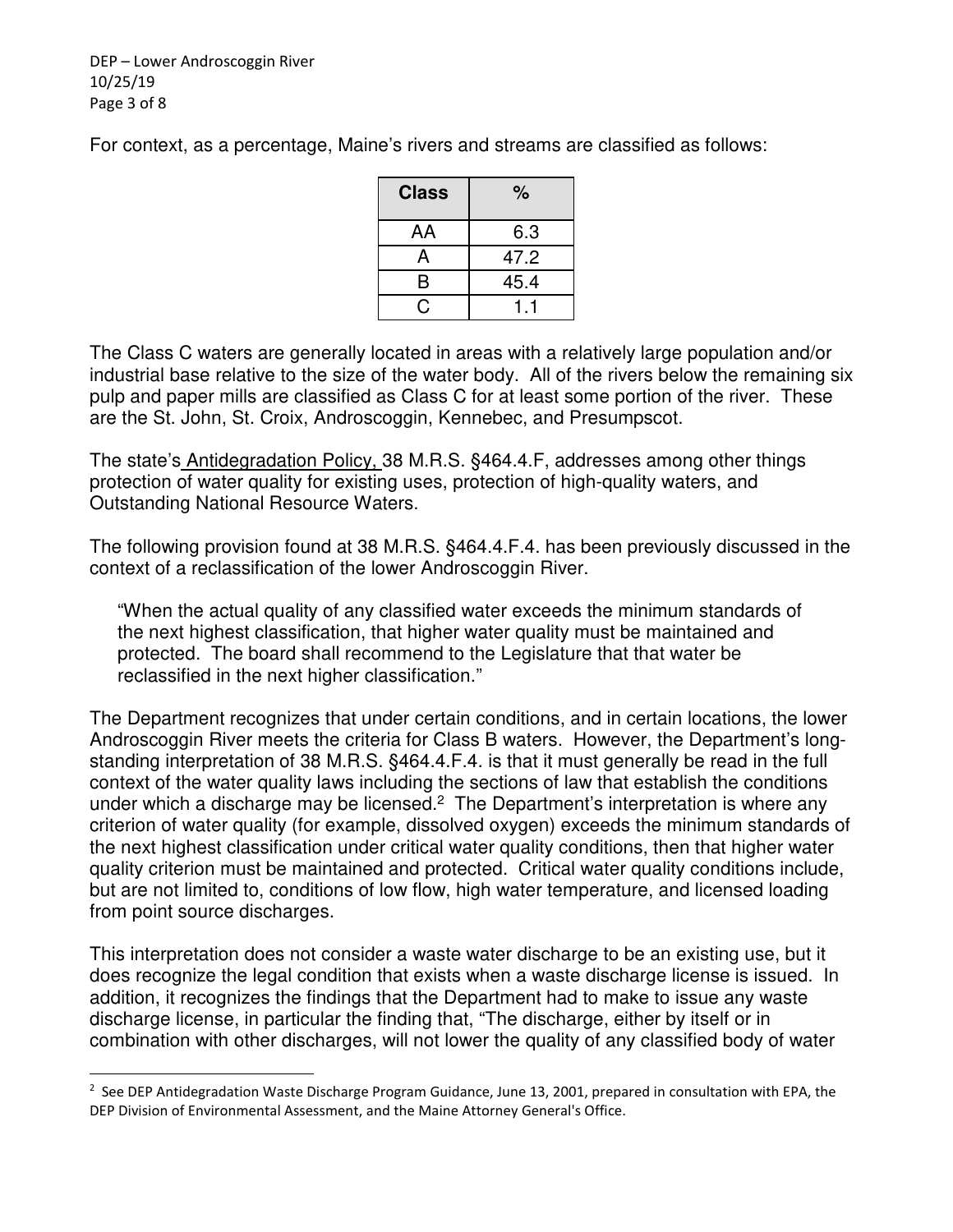For context, as a percentage, Maine's rivers and streams are classified as follows:

| Class | % |
|---|---|
| AA | 6.3 |
| A | 47.2 |
| B | 45.4 |
| C | 1.1 |

The Class C waters are generally located in areas with a relatively large population and/or industrial base relative to the size of the water body. All of the rivers below the remaining six pulp and paper mills are classified as Class C for at least some portion of the river. These are the St. John, St. Croix, Androscoggin, Kennebec, and Presumpscot.

The state's Antidegradation Policy, 38 M.R.S. §464.4.F, addresses among other things protection of water quality for existing uses, protection of high-quality waters, and Outstanding National Resource Waters.

The following provision found at 38 M.R.S. §464.4.F.4. has been previously discussed in the context of a reclassification of the lower Androscoggin River.

> "When the actual quality of any classified water exceeds the minimum standards of the next highest classification, that higher water quality must be maintained and protected. The board shall recommend to the Legislature that that water be reclassified in the next higher classification."

The Department recognizes that under certain conditions, and in certain locations, the lower Androscoggin River meets the criteria for Class B waters. However, the Department's long-standing interpretation of 38 M.R.S. §464.4.F.4. is that it must generally be read in the full context of the water quality laws including the sections of law that establish the conditions under which a discharge may be licensed.[2] The Department's interpretation is where any criterion of water quality (for example, dissolved oxygen) exceeds the minimum standards of the next highest classification under critical water quality conditions, then that higher water quality criterion must be maintained and protected. Critical water quality conditions include, but are not limited to, conditions of low flow, high water temperature, and licensed loading from point source discharges.

This interpretation does not consider a waste water discharge to be an existing use, but it does recognize the legal condition that exists when a waste discharge license is issued. In addition, it recognizes the findings that the Department had to make to issue any waste discharge license, in particular the finding that, "The discharge, either by itself or in combination with other discharges, will not lower the quality of any classified body of water

[2] See DEP Antidegradation Waste Discharge Program Guidance, June 13, 2001, prepared in consultation with EPA, the DEP Division of Environmental Assessment, and the Maine Attorney General's Office.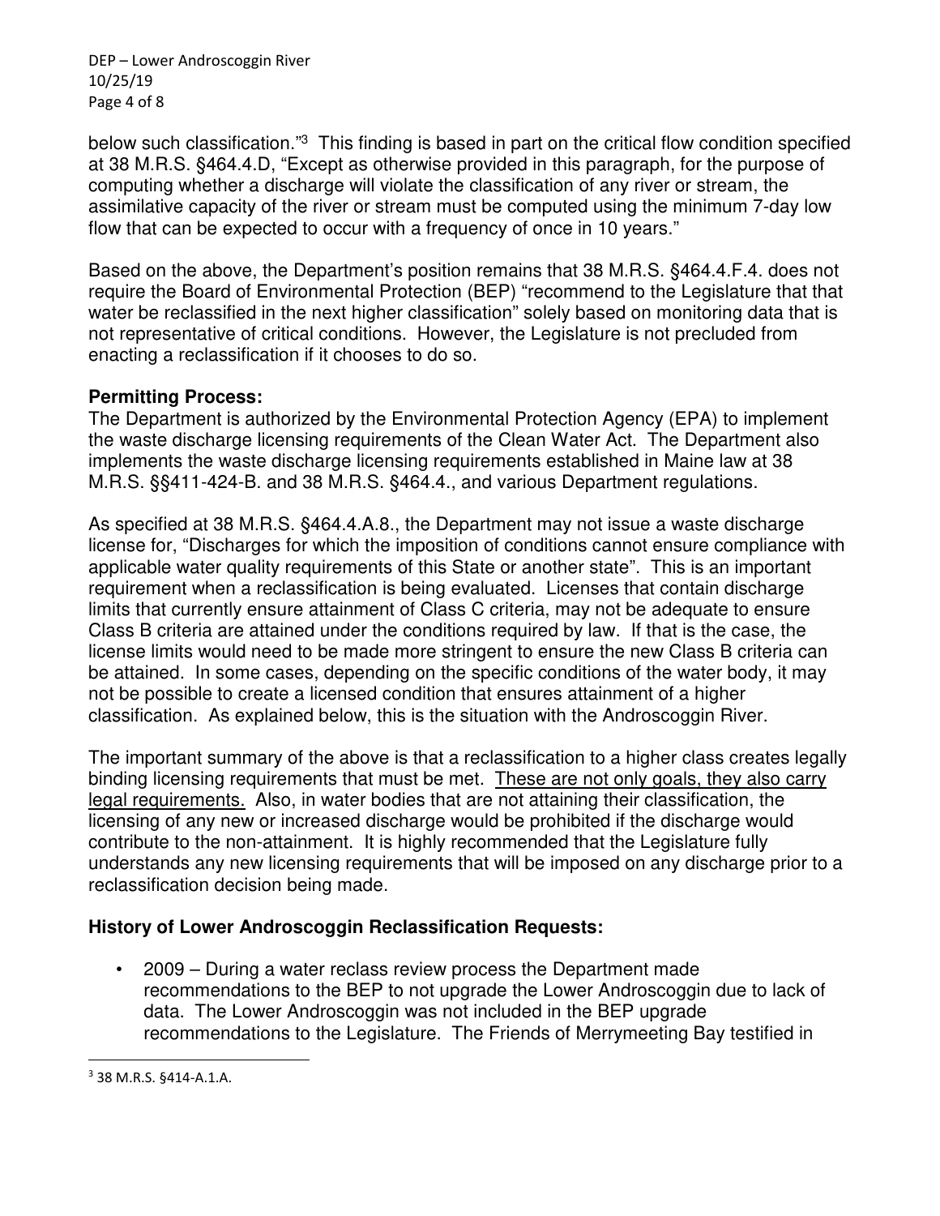below such classification."[3] This finding is based in part on the critical flow condition specified at 38 M.R.S. §464.4.D, "Except as otherwise provided in this paragraph, for the purpose of computing whether a discharge will violate the classification of any river or stream, the assimilative capacity of the river or stream must be computed using the minimum 7-day low flow that can be expected to occur with a frequency of once in 10 years."

Based on the above, the Department's position remains that 38 M.R.S. §464.4.F.4. does not require the Board of Environmental Protection (BEP) "recommend to the Legislature that that water be reclassified in the next higher classification" solely based on monitoring data that is not representative of critical conditions. However, the Legislature is not precluded from enacting a reclassification if it chooses to do so.

## Permitting Process:

The Department is authorized by the Environmental Protection Agency (EPA) to implement the waste discharge licensing requirements of the Clean Water Act. The Department also implements the waste discharge licensing requirements established in Maine law at 38 M.R.S. §§411-424-B. and 38 M.R.S. §464.4., and various Department regulations.

As specified at 38 M.R.S. §464.4.A.8., the Department may not issue a waste discharge license for, "Discharges for which the imposition of conditions cannot ensure compliance with applicable water quality requirements of this State or another state". This is an important requirement when a reclassification is being evaluated. Licenses that contain discharge limits that currently ensure attainment of Class C criteria, may not be adequate to ensure Class B criteria are attained under the conditions required by law. If that is the case, the license limits would need to be made more stringent to ensure the new Class B criteria can be attained. In some cases, depending on the specific conditions of the water body, it may not be possible to create a licensed condition that ensures attainment of a higher classification. As explained below, this is the situation with the Androscoggin River.

The important summary of the above is that a reclassification to a higher class creates legally binding licensing requirements that must be met. <u>These are not only goals, they also carry legal requirements.</u> Also, in water bodies that are not attaining their classification, the licensing of any new or increased discharge would be prohibited if the discharge would contribute to the non-attainment. It is highly recommended that the Legislature fully understands any new licensing requirements that will be imposed on any discharge prior to a reclassification decision being made.

## History of Lower Androscoggin Reclassification Requests:

- 2009 – During a water reclass review process the Department made recommendations to the BEP to not upgrade the Lower Androscoggin due to lack of data. The Lower Androscoggin was not included in the BEP upgrade recommendations to the Legislature. The Friends of Merrymeeting Bay testified in

---

[3] 38 M.R.S. §414-A.1.A.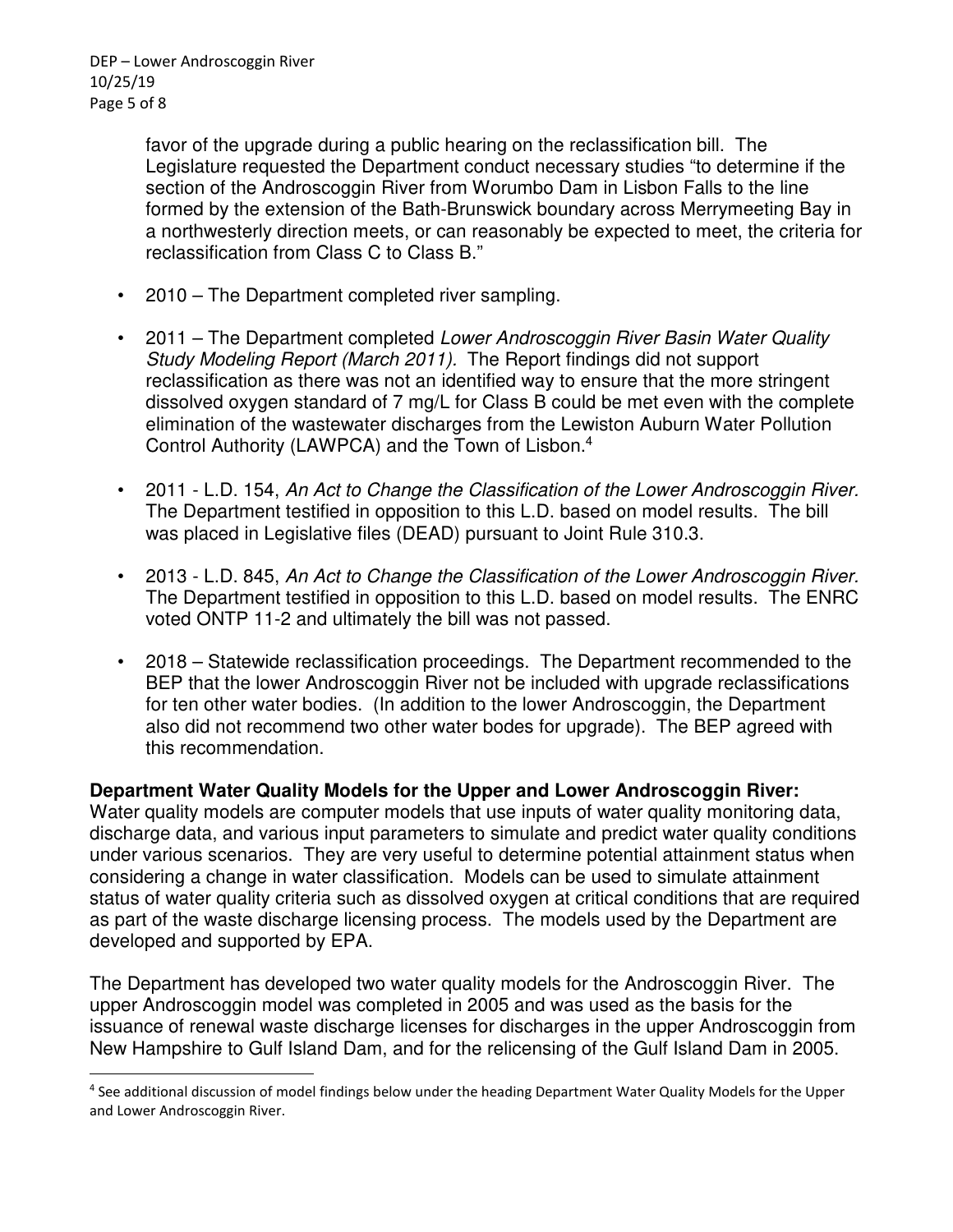favor of the upgrade during a public hearing on the reclassification bill. The Legislature requested the Department conduct necessary studies "to determine if the section of the Androscoggin River from Worumbo Dam in Lisbon Falls to the line formed by the extension of the Bath-Brunswick boundary across Merrymeeting Bay in a northwesterly direction meets, or can reasonably be expected to meet, the criteria for reclassification from Class C to Class B."

- 2010 – The Department completed river sampling.
- 2011 – The Department completed *Lower Androscoggin River Basin Water Quality Study Modeling Report (March 2011).* The Report findings did not support reclassification as there was not an identified way to ensure that the more stringent dissolved oxygen standard of 7 mg/L for Class B could be met even with the complete elimination of the wastewater discharges from the Lewiston Auburn Water Pollution Control Authority (LAWPCA) and the Town of Lisbon.[4]
- 2011 - L.D. 154, *An Act to Change the Classification of the Lower Androscoggin River.* The Department testified in opposition to this L.D. based on model results. The bill was placed in Legislative files (DEAD) pursuant to Joint Rule 310.3.
- 2013 - L.D. 845, *An Act to Change the Classification of the Lower Androscoggin River.* The Department testified in opposition to this L.D. based on model results. The ENRC voted ONTP 11-2 and ultimately the bill was not passed.
- 2018 – Statewide reclassification proceedings. The Department recommended to the BEP that the lower Androscoggin River not be included with upgrade reclassifications for ten other water bodies. (In addition to the lower Androscoggin, the Department also did not recommend two other water bodes for upgrade). The BEP agreed with this recommendation.

**Department Water Quality Models for the Upper and Lower Androscoggin River:**
Water quality models are computer models that use inputs of water quality monitoring data, discharge data, and various input parameters to simulate and predict water quality conditions under various scenarios. They are very useful to determine potential attainment status when considering a change in water classification. Models can be used to simulate attainment status of water quality criteria such as dissolved oxygen at critical conditions that are required as part of the waste discharge licensing process. The models used by the Department are developed and supported by EPA.

The Department has developed two water quality models for the Androscoggin River. The upper Androscoggin model was completed in 2005 and was used as the basis for the issuance of renewal waste discharge licenses for discharges in the upper Androscoggin from New Hampshire to Gulf Island Dam, and for the relicensing of the Gulf Island Dam in 2005.

[4] See additional discussion of model findings below under the heading Department Water Quality Models for the Upper and Lower Androscoggin River.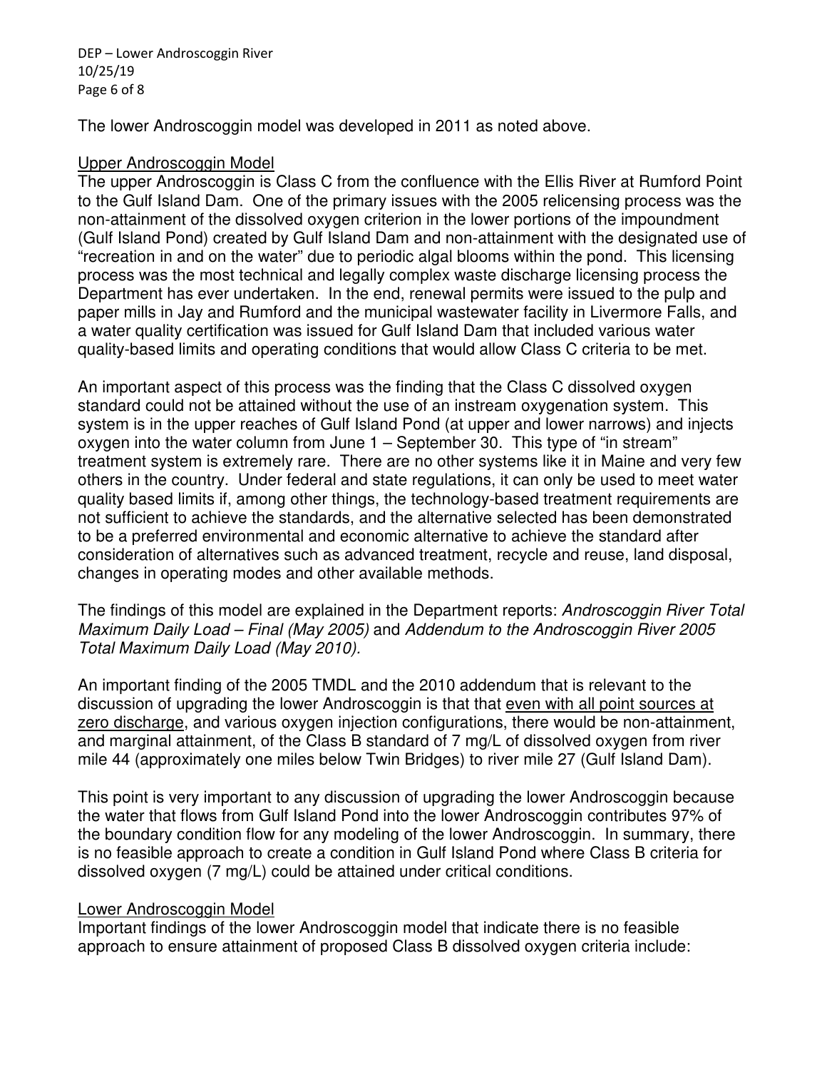The lower Androscoggin model was developed in 2011 as noted above.

<u>Upper Androscoggin Model</u>

The upper Androscoggin is Class C from the confluence with the Ellis River at Rumford Point to the Gulf Island Dam. One of the primary issues with the 2005 relicensing process was the non-attainment of the dissolved oxygen criterion in the lower portions of the impoundment (Gulf Island Pond) created by Gulf Island Dam and non-attainment with the designated use of "recreation in and on the water" due to periodic algal blooms within the pond. This licensing process was the most technical and legally complex waste discharge licensing process the Department has ever undertaken. In the end, renewal permits were issued to the pulp and paper mills in Jay and Rumford and the municipal wastewater facility in Livermore Falls, and a water quality certification was issued for Gulf Island Dam that included various water quality-based limits and operating conditions that would allow Class C criteria to be met.

An important aspect of this process was the finding that the Class C dissolved oxygen standard could not be attained without the use of an instream oxygenation system. This system is in the upper reaches of Gulf Island Pond (at upper and lower narrows) and injects oxygen into the water column from June 1 – September 30. This type of "in stream" treatment system is extremely rare. There are no other systems like it in Maine and very few others in the country. Under federal and state regulations, it can only be used to meet water quality based limits if, among other things, the technology-based treatment requirements are not sufficient to achieve the standards, and the alternative selected has been demonstrated to be a preferred environmental and economic alternative to achieve the standard after consideration of alternatives such as advanced treatment, recycle and reuse, land disposal, changes in operating modes and other available methods.

The findings of this model are explained in the Department reports: *Androscoggin River Total Maximum Daily Load – Final (May 2005)* and *Addendum to the Androscoggin River 2005 Total Maximum Daily Load (May 2010).*

An important finding of the 2005 TMDL and the 2010 addendum that is relevant to the discussion of upgrading the lower Androscoggin is that that <u>even with all point sources at zero discharge</u>, and various oxygen injection configurations, there would be non-attainment, and marginal attainment, of the Class B standard of 7 mg/L of dissolved oxygen from river mile 44 (approximately one miles below Twin Bridges) to river mile 27 (Gulf Island Dam).

This point is very important to any discussion of upgrading the lower Androscoggin because the water that flows from Gulf Island Pond into the lower Androscoggin contributes 97% of the boundary condition flow for any modeling of the lower Androscoggin. In summary, there is no feasible approach to create a condition in Gulf Island Pond where Class B criteria for dissolved oxygen (7 mg/L) could be attained under critical conditions.

<u>Lower Androscoggin Model</u>

Important findings of the lower Androscoggin model that indicate there is no feasible approach to ensure attainment of proposed Class B dissolved oxygen criteria include: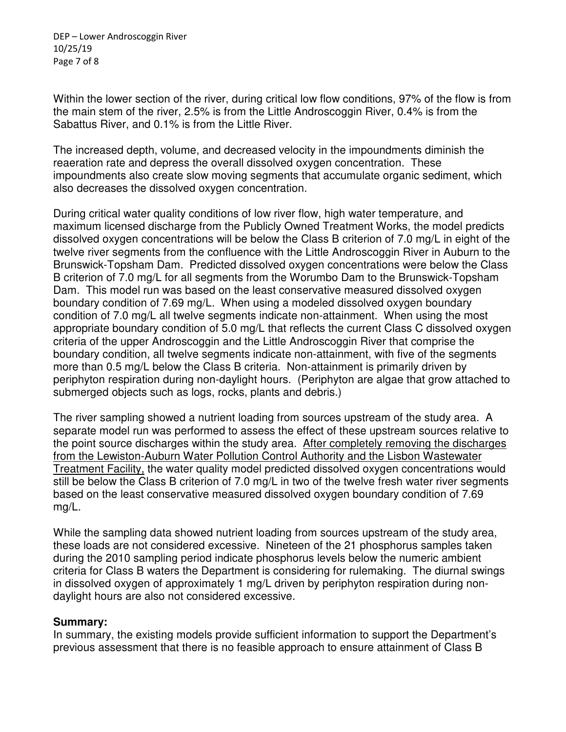Within the lower section of the river, during critical low flow conditions, 97% of the flow is from the main stem of the river, 2.5% is from the Little Androscoggin River, 0.4% is from the Sabattus River, and 0.1% is from the Little River.

The increased depth, volume, and decreased velocity in the impoundments diminish the reaeration rate and depress the overall dissolved oxygen concentration. These impoundments also create slow moving segments that accumulate organic sediment, which also decreases the dissolved oxygen concentration.

During critical water quality conditions of low river flow, high water temperature, and maximum licensed discharge from the Publicly Owned Treatment Works, the model predicts dissolved oxygen concentrations will be below the Class B criterion of 7.0 mg/L in eight of the twelve river segments from the confluence with the Little Androscoggin River in Auburn to the Brunswick-Topsham Dam. Predicted dissolved oxygen concentrations were below the Class B criterion of 7.0 mg/L for all segments from the Worumbo Dam to the Brunswick-Topsham Dam. This model run was based on the least conservative measured dissolved oxygen boundary condition of 7.69 mg/L. When using a modeled dissolved oxygen boundary condition of 7.0 mg/L all twelve segments indicate non-attainment. When using the most appropriate boundary condition of 5.0 mg/L that reflects the current Class C dissolved oxygen criteria of the upper Androscoggin and the Little Androscoggin River that comprise the boundary condition, all twelve segments indicate non-attainment, with five of the segments more than 0.5 mg/L below the Class B criteria. Non-attainment is primarily driven by periphyton respiration during non-daylight hours. (Periphyton are algae that grow attached to submerged objects such as logs, rocks, plants and debris.)

The river sampling showed a nutrient loading from sources upstream of the study area. A separate model run was performed to assess the effect of these upstream sources relative to the point source discharges within the study area. <u>After completely removing the discharges from the Lewiston-Auburn Water Pollution Control Authority and the Lisbon Wastewater Treatment Facility,</u> the water quality model predicted dissolved oxygen concentrations would still be below the Class B criterion of 7.0 mg/L in two of the twelve fresh water river segments based on the least conservative measured dissolved oxygen boundary condition of 7.69 mg/L.

While the sampling data showed nutrient loading from sources upstream of the study area, these loads are not considered excessive. Nineteen of the 21 phosphorus samples taken during the 2010 sampling period indicate phosphorus levels below the numeric ambient criteria for Class B waters the Department is considering for rulemaking. The diurnal swings in dissolved oxygen of approximately 1 mg/L driven by periphyton respiration during non-daylight hours are also not considered excessive.

**Summary:**
In summary, the existing models provide sufficient information to support the Department's previous assessment that there is no feasible approach to ensure attainment of Class B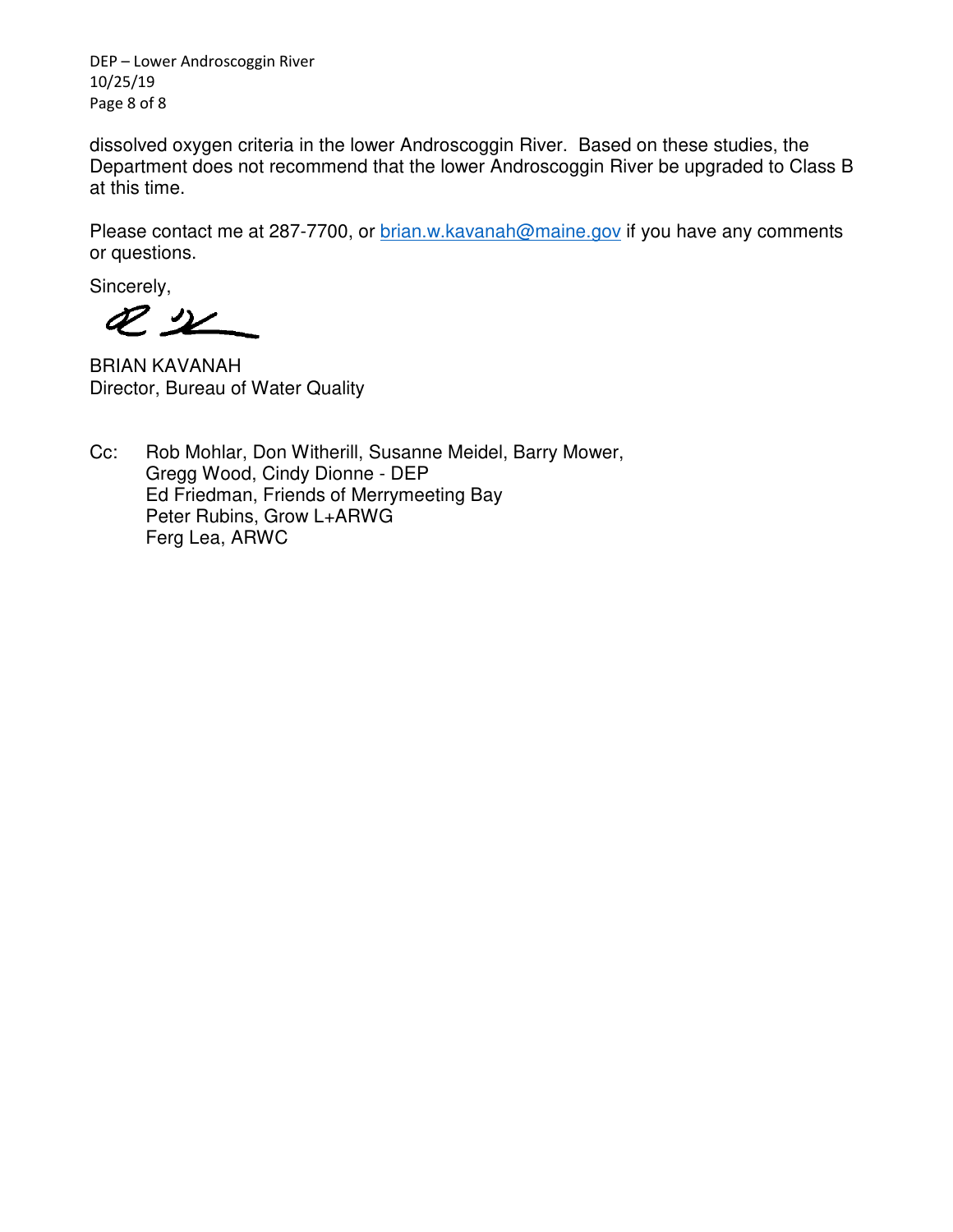dissolved oxygen criteria in the lower Androscoggin River. Based on these studies, the Department does not recommend that the lower Androscoggin River be upgraded to Class B at this time.

Please contact me at 287-7700, or brian.w.kavanah@maine.gov if you have any comments or questions.

Sincerely,

BRIAN KAVANAH
Director, Bureau of Water Quality

Cc: Rob Mohlar, Don Witherill, Susanne Meidel, Barry Mower,
Gregg Wood, Cindy Dionne - DEP
Ed Friedman, Friends of Merrymeeting Bay
Peter Rubins, Grow L+ARWG
Ferg Lea, ARWC